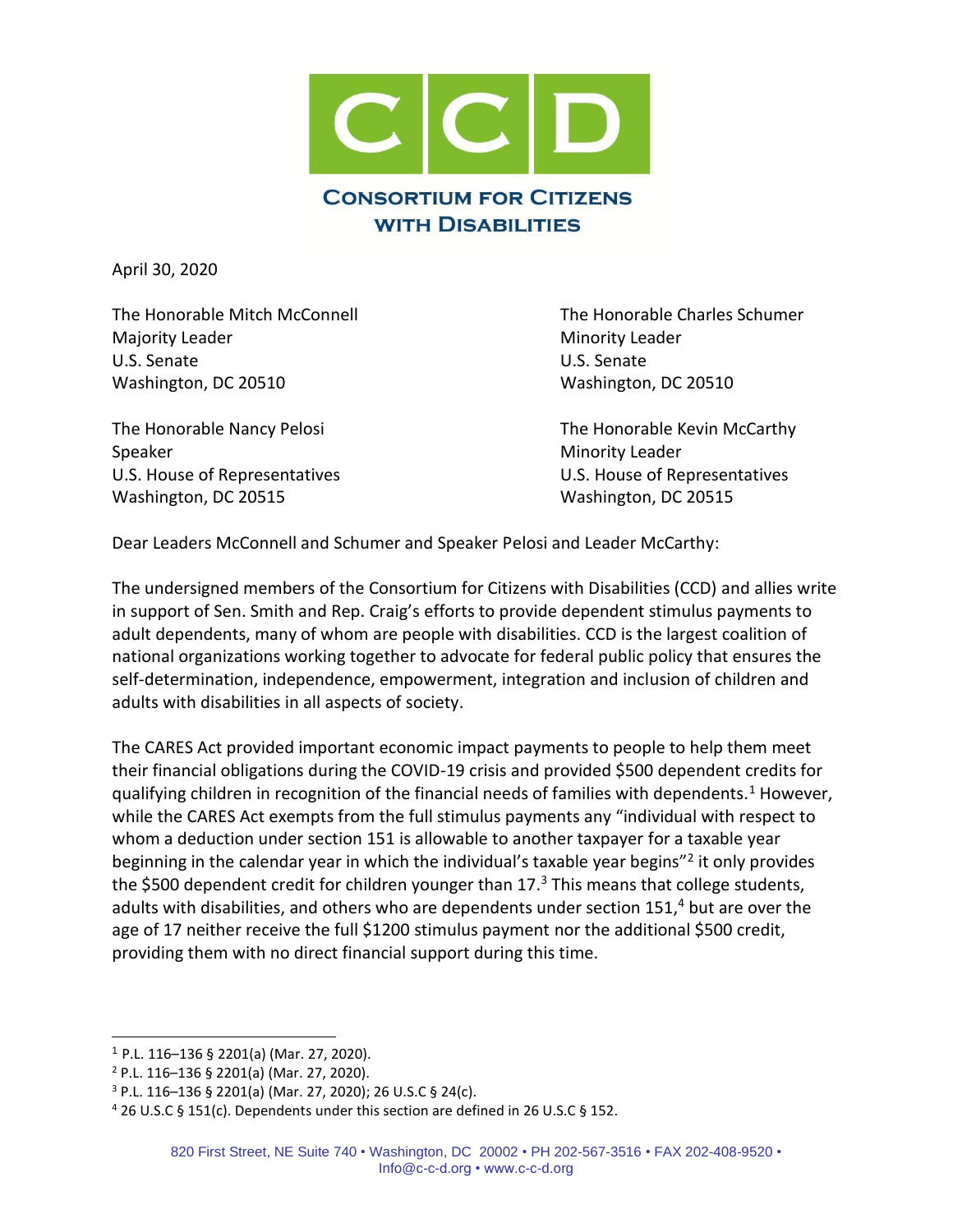# CCD

**CONSORTIUM FOR CITIZENS WITH DISABILITIES**

April 30, 2020

The Honorable Mitch McConnell
Majority Leader
U.S. Senate
Washington, DC 20510

The Honorable Charles Schumer
Minority Leader
U.S. Senate
Washington, DC 20510

The Honorable Nancy Pelosi
Speaker
U.S. House of Representatives
Washington, DC 20515

The Honorable Kevin McCarthy
Minority Leader
U.S. House of Representatives
Washington, DC 20515

Dear Leaders McConnell and Schumer and Speaker Pelosi and Leader McCarthy:

The undersigned members of the Consortium for Citizens with Disabilities (CCD) and allies write in support of Sen. Smith and Rep. Craig's efforts to provide dependent stimulus payments to adult dependents, many of whom are people with disabilities. CCD is the largest coalition of national organizations working together to advocate for federal public policy that ensures the self-determination, independence, empowerment, integration and inclusion of children and adults with disabilities in all aspects of society.

The CARES Act provided important economic impact payments to people to help them meet their financial obligations during the COVID-19 crisis and provided $500 dependent credits for qualifying children in recognition of the financial needs of families with dependents.[1] However, while the CARES Act exempts from the full stimulus payments any "individual with respect to whom a deduction under section 151 is allowable to another taxpayer for a taxable year beginning in the calendar year in which the individual's taxable year begins"[2] it only provides the $500 dependent credit for children younger than 17.[3] This means that college students, adults with disabilities, and others who are dependents under section 151,[4] but are over the age of 17 neither receive the full $1200 stimulus payment nor the additional $500 credit, providing them with no direct financial support during this time.

---

[1] P.L. 116–136 § 2201(a) (Mar. 27, 2020).

[2] P.L. 116–136 § 2201(a) (Mar. 27, 2020).

[3] P.L. 116–136 § 2201(a) (Mar. 27, 2020); 26 U.S.C § 24(c).

[4] 26 U.S.C § 151(c). Dependents under this section are defined in 26 U.S.C § 152.

820 First Street, NE Suite 740 • Washington, DC 20002 • PH 202-567-3516 • FAX 202-408-9520 • Info@c-c-d.org • www.c-c-d.org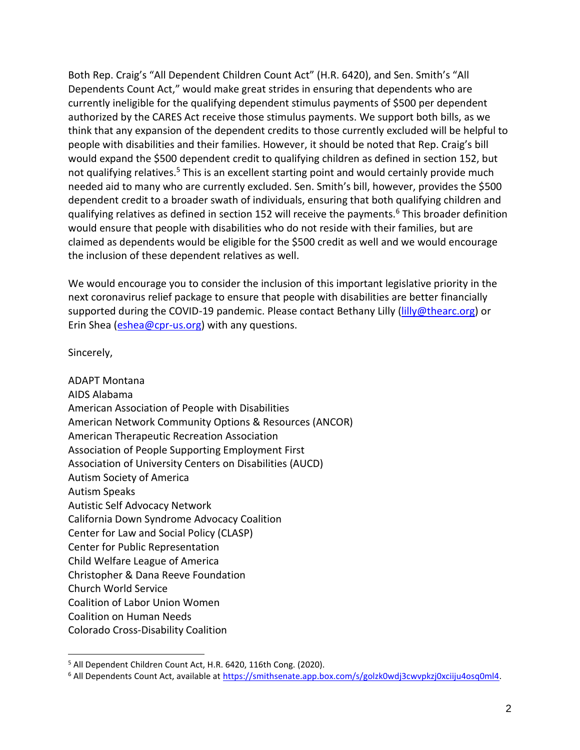Both Rep. Craig's "All Dependent Children Count Act" (H.R. 6420), and Sen. Smith's "All Dependents Count Act," would make great strides in ensuring that dependents who are currently ineligible for the qualifying dependent stimulus payments of $500 per dependent authorized by the CARES Act receive those stimulus payments. We support both bills, as we think that any expansion of the dependent credits to those currently excluded will be helpful to people with disabilities and their families. However, it should be noted that Rep. Craig's bill would expand the $500 dependent credit to qualifying children as defined in section 152, but not qualifying relatives.[5] This is an excellent starting point and would certainly provide much needed aid to many who are currently excluded. Sen. Smith's bill, however, provides the $500 dependent credit to a broader swath of individuals, ensuring that both qualifying children and qualifying relatives as defined in section 152 will receive the payments.[6] This broader definition would ensure that people with disabilities who do not reside with their families, but are claimed as dependents would be eligible for the $500 credit as well and we would encourage the inclusion of these dependent relatives as well.

We would encourage you to consider the inclusion of this important legislative priority in the next coronavirus relief package to ensure that people with disabilities are better financially supported during the COVID-19 pandemic. Please contact Bethany Lilly (lilly@thearc.org) or Erin Shea (eshea@cpr-us.org) with any questions.

Sincerely,

ADAPT Montana
AIDS Alabama
American Association of People with Disabilities
American Network Community Options & Resources (ANCOR)
American Therapeutic Recreation Association
Association of People Supporting Employment First
Association of University Centers on Disabilities (AUCD)
Autism Society of America
Autism Speaks
Autistic Self Advocacy Network
California Down Syndrome Advocacy Coalition
Center for Law and Social Policy (CLASP)
Center for Public Representation
Child Welfare League of America
Christopher & Dana Reeve Foundation
Church World Service
Coalition of Labor Union Women
Coalition on Human Needs
Colorado Cross-Disability Coalition

---

[5] All Dependent Children Count Act, H.R. 6420, 116th Cong. (2020).

[6] All Dependents Count Act, available at https://smithsenate.app.box.com/s/golzk0wdj3cwvpkzj0xciiju4osq0ml4.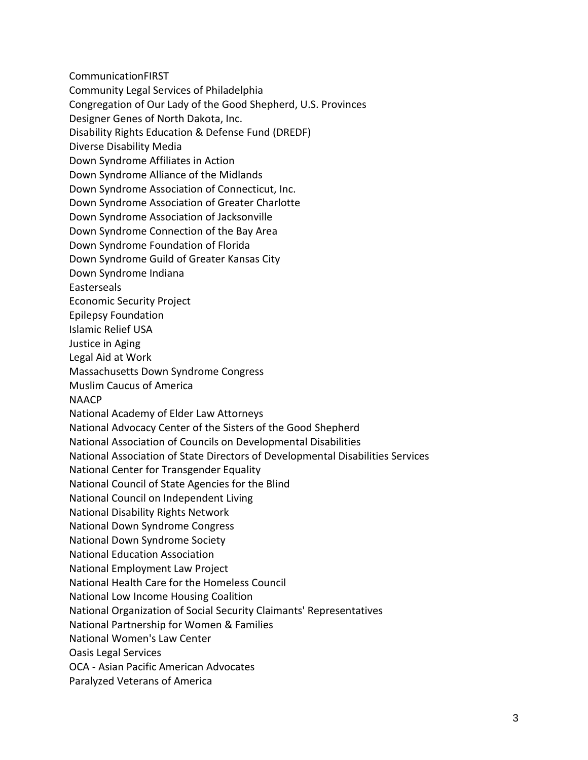CommunicationFIRST
Community Legal Services of Philadelphia
Congregation of Our Lady of the Good Shepherd, U.S. Provinces
Designer Genes of North Dakota, Inc.
Disability Rights Education & Defense Fund (DREDF)
Diverse Disability Media
Down Syndrome Affiliates in Action
Down Syndrome Alliance of the Midlands
Down Syndrome Association of Connecticut, Inc.
Down Syndrome Association of Greater Charlotte
Down Syndrome Association of Jacksonville
Down Syndrome Connection of the Bay Area
Down Syndrome Foundation of Florida
Down Syndrome Guild of Greater Kansas City
Down Syndrome Indiana
Easterseals
Economic Security Project
Epilepsy Foundation
Islamic Relief USA
Justice in Aging
Legal Aid at Work
Massachusetts Down Syndrome Congress
Muslim Caucus of America
NAACP
National Academy of Elder Law Attorneys
National Advocacy Center of the Sisters of the Good Shepherd
National Association of Councils on Developmental Disabilities
National Association of State Directors of Developmental Disabilities Services
National Center for Transgender Equality
National Council of State Agencies for the Blind
National Council on Independent Living
National Disability Rights Network
National Down Syndrome Congress
National Down Syndrome Society
National Education Association
National Employment Law Project
National Health Care for the Homeless Council
National Low Income Housing Coalition
National Organization of Social Security Claimants' Representatives
National Partnership for Women & Families
National Women's Law Center
Oasis Legal Services
OCA - Asian Pacific American Advocates
Paralyzed Veterans of America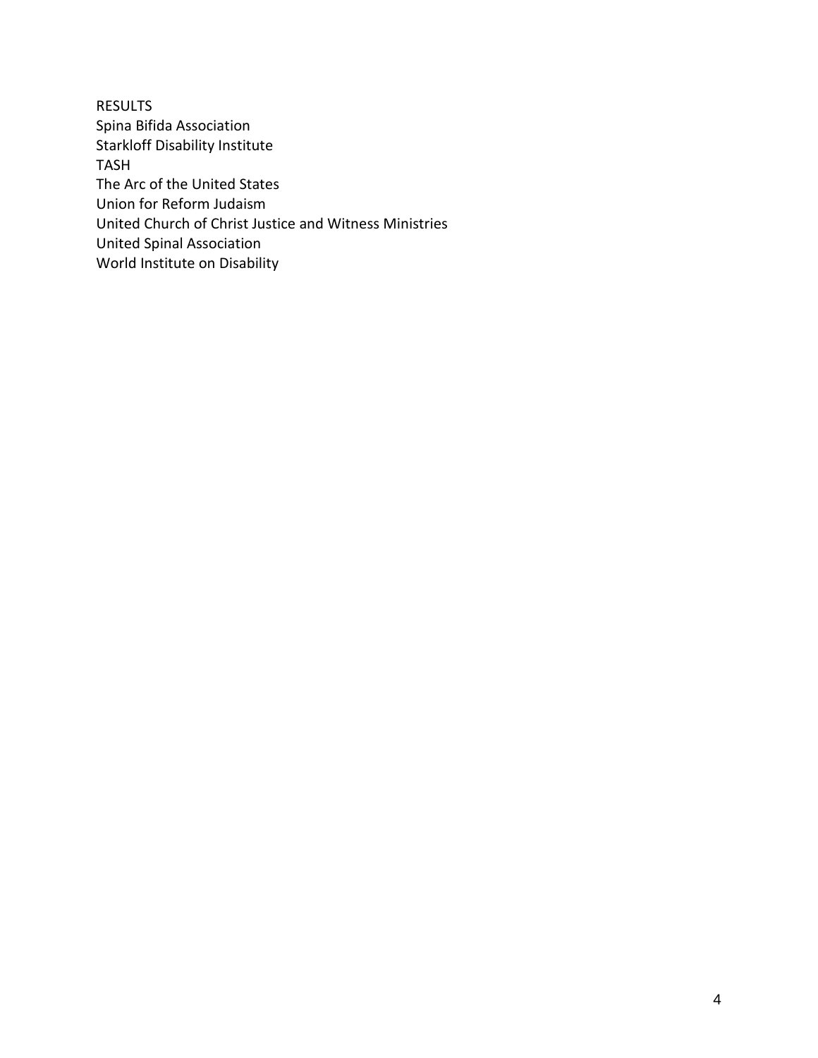RESULTS
Spina Bifida Association
Starkloff Disability Institute
TASH
The Arc of the United States
Union for Reform Judaism
United Church of Christ Justice and Witness Ministries
United Spinal Association
World Institute on Disability